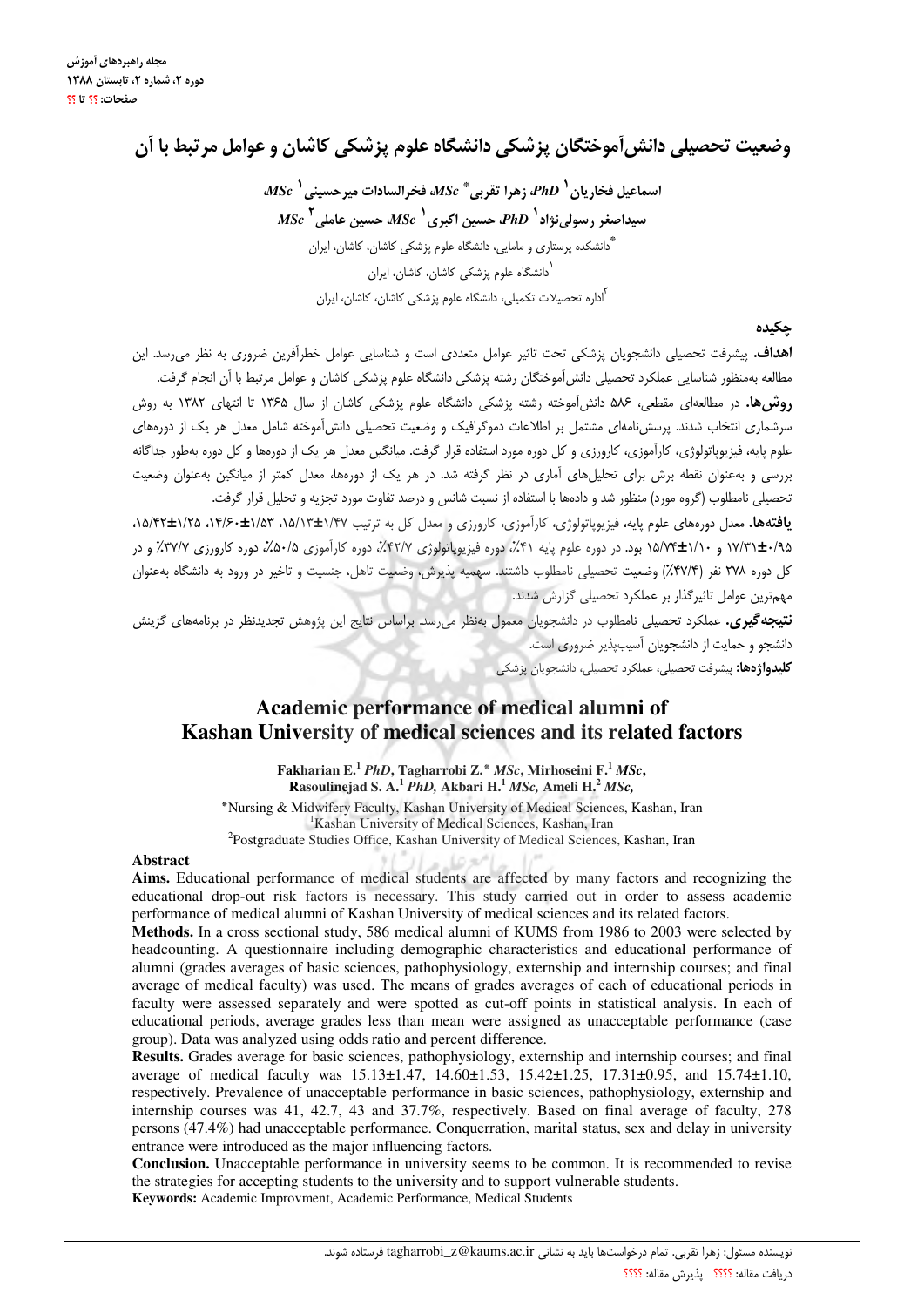# وضعیت تحصیلی دانش‌آموختگان پزشکی دانشگاه علوم پزشکی کاشان و عوامل مرتبط با آن

**اسماعیل فخاریان[1] *PhD*، زهرا تقربی* *MSc*، فخرالسادات میرحسینی[1] *MSc***

**سیداصغر رسولی‌نژاد[1] *PhD*، حسین اکبری[1] *MSc*، حسین عاملی[2] *MSc***

*دانشکده پرستاری و مامایی، دانشگاه علوم پزشکی کاشان، کاشان، ایران

[1]دانشگاه علوم پزشکی کاشان، کاشان، ایران

[2]اداره تحصیلات تکمیلی، دانشگاه علوم پزشکی کاشان، کاشان، ایران

## چکیده

**اهداف.** پیشرفت تحصیلی دانشجویان پزشکی تحت تاثیر عوامل متعددی است و شناسایی عوامل خطرآفرین ضروری به نظر می‌رسد. این مطالعه به‌منظور شناسایی عملکرد تحصیلی دانش‌آموختگان رشته پزشکی دانشگاه علوم پزشکی کاشان و عوامل مرتبط با آن انجام گرفت.

**روش‌ها.** در مطالعه‌ای مقطعی، ۵۸۶ دانش‌آموخته رشته پزشکی دانشگاه علوم پزشکی کاشان از سال ۱۳۶۵ تا انتهای ۱۳۸۲ به روش سرشماری انتخاب شدند. پرسش‌نامه‌ای مشتمل بر اطلاعات دموگرافیک و وضعیت تحصیلی دانش‌آموخته شامل معدل هر یک از دوره‌های علوم پایه، فیزیوپاتولوژی، کارآموزی، کارورزی و کل دوره مورد استفاده قرار گرفت. میانگین معدل هر یک از دوره‌ها و کل دوره به‌طور جداگانه بررسی و به‌عنوان نقطه برش برای تحلیل‌های آماری در نظر گرفته شد. در هر یک از دوره‌ها، معدل کمتر از میانگین به‌عنوان وضعیت تحصیلی نامطلوب (گروه مورد) منظور شد و داده‌ها با استفاده از نسبت شانس و درصد تفاوت مورد تجزیه و تحلیل قرار گرفت.

**یافته‌ها.** معدل دوره‌های علوم پایه، فیزیوپاتولوژی، کارآموزی، کارورزی و معدل کل به ترتیب ۱/۴۷±۱۵/۱۳، ۱/۵۳±۱۴/۶۰، ۱/۲۵±۱۵/۴۲، ۰/۹۵±۱۷/۳۱ و ۱/۱۰±۱۵/۷۴ بود. در دوره علوم پایه ۴۱٪، دوره فیزیوپاتولوژی ۴۲/۷٪، دوره کارآموزی ۵۰/۵٪، دوره کارورزی ۳۷/۷٪ و در کل دوره ۲۷۸ نفر (۴۷/۴٪) وضعیت تحصیلی نامطلوب داشتند. سهمیه پذیرش، وضعیت تاهل، جنسیت و تاخیر در ورود به دانشگاه به‌عنوان مهم‌ترین عوامل تاثیرگذار بر عملکرد تحصیلی گزارش شدند.

**نتیجه‌گیری.** عملکرد تحصیلی نامطلوب در دانشجویان معمول به‌نظر می‌رسد. براساس نتایج این پژوهش تجدیدنظر در برنامه‌های گزینش دانشجو و حمایت از دانشجویان آسیب‌پذیر ضروری است.

**کلیدواژه‌ها:** پیشرفت تحصیلی، عملکرد تحصیلی، دانشجویان پزشکی

# Academic performance of medical alumni of Kashan University of medical sciences and its related factors

**Fakharian E.[1] *PhD*, Tagharrobi Z.* *MSc*, Mirhoseini F.[1] *MSc*, Rasoulinejad S. A.[1] *PhD*, Akbari H.[1] *MSc*, Ameli H.[2] *MSc*,**

*Nursing & Midwifery Faculty, Kashan University of Medical Sciences, Kashan, Iran

[1]Kashan University of Medical Sciences, Kashan, Iran

[2]Postgraduate Studies Office, Kashan University of Medical Sciences, Kashan, Iran

## Abstract

**Aims.** Educational performance of medical students are affected by many factors and recognizing the educational drop-out risk factors is necessary. This study carried out in order to assess academic performance of medical alumni of Kashan University of medical sciences and its related factors.

**Methods.** In a cross sectional study, 586 medical alumni of KUMS from 1986 to 2003 were selected by headcounting. A questionnaire including demographic characteristics and educational performance of alumni (grades averages of basic sciences, pathophysiology, externship and internship courses; and final average of medical faculty) was used. The means of grades averages of each of educational periods in faculty were assessed separately and were spotted as cut-off points in statistical analysis. In each of educational periods, average grades less than mean were assigned as unacceptable performance (case group). Data was analyzed using odds ratio and percent difference.

**Results.** Grades average for basic sciences, pathophysiology, externship and internship courses; and final average of medical faculty was 15.13±1.47, 14.60±1.53, 15.42±1.25, 17.31±0.95, and 15.74±1.10, respectively. Prevalence of unacceptable performance in basic sciences, pathophysiology, externship and internship courses was 41, 42.7, 43 and 37.7%, respectively. Based on final average of faculty, 278 persons (47.4%) had unacceptable performance. Conquerration, marital status, sex and delay in university entrance were introduced as the major influencing factors.

**Conclusion.** Unacceptable performance in university seems to be common. It is recommended to revise the strategies for accepting students to the university and to support vulnerable students.

**Keywords:** Academic Improvment, Academic Performance, Medical Students

---

نویسنده مسئول: زهرا تقربی. تمام درخواست‌ها باید به نشانی tagharrobi_z@kaums.ac.ir فرستاده شوند.

دریافت مقاله: ؟؟؟؟ پذیرش مقاله: ؟؟؟؟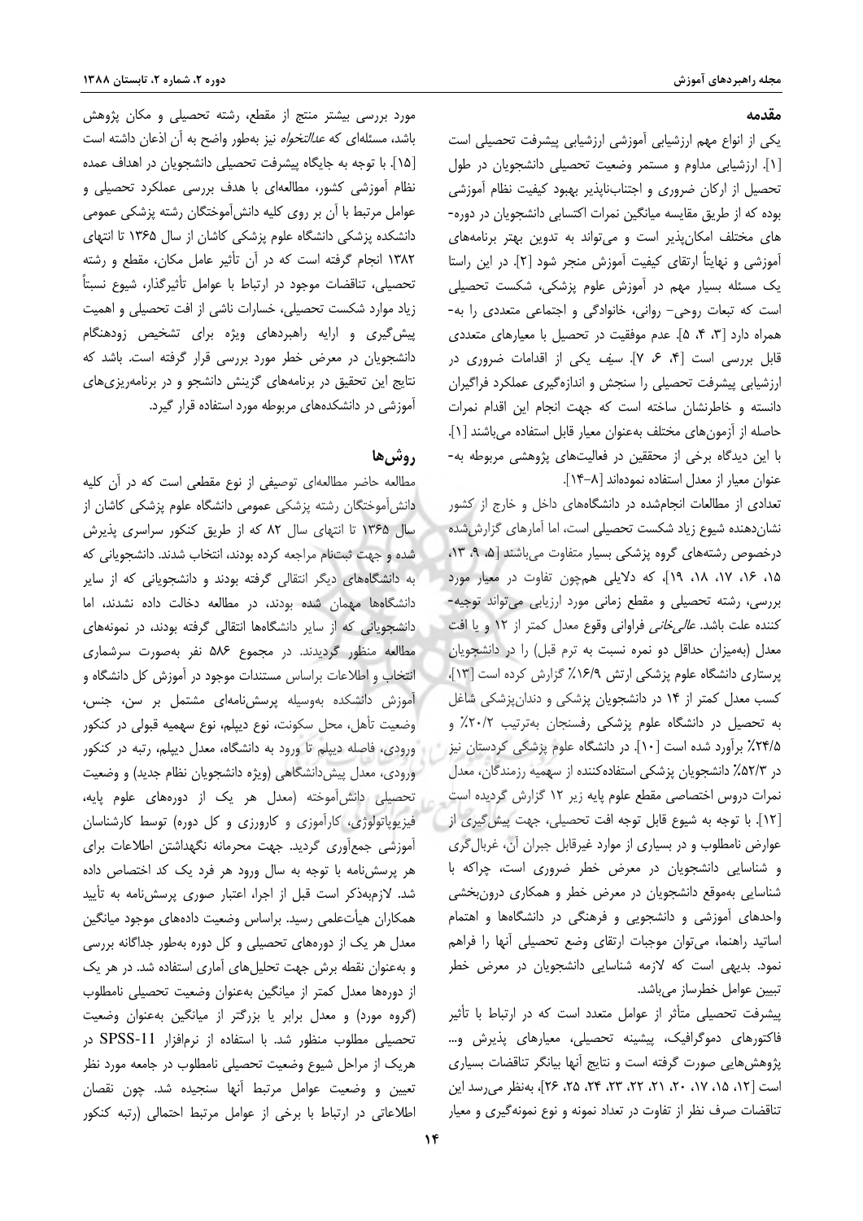## مقدمه

یکی از انواع مهم ارزشیابی آموزشی ارزشیابی پیشرفت تحصیلی است [۱]. ارزشیابی مداوم و مستمر وضعیت تحصیلی دانشجویان در طول تحصیل از ارکان ضروری و اجتناب‌ناپذیر بهبود کیفیت نظام آموزشی بوده که از طریق مقایسه میانگین نمرات اکتسابی دانشجویان در دوره‌های مختلف امکان‌پذیر است و می‌تواند به تدوین بهتر برنامه‌های آموزشی و نهایتاً ارتقای کیفیت آموزش منجر شود [۲]. در این راستا یک مسئله بسیار مهم در آموزش علوم پزشکی، شکست تحصیلی است که تبعات روحی- روانی، خانوادگی و اجتماعی متعددی را به‌همراه دارد [۳، ۴، ۵]. عدم موفقیت در تحصیل با معیارهای متعددی قابل بررسی است [۴، ۶، ۷]. *سیف* یکی از اقدامات ضروری در ارزشیابی پیشرفت تحصیلی را سنجش و اندازه‌گیری عملکرد فراگیران دانسته و خاطرنشان ساخته است که جهت انجام این اقدام نمرات حاصله از آزمون‌های مختلف به‌عنوان معیار قابل استفاده می‌باشند [۱]. با این دیدگاه برخی از محققین در فعالیت‌های پژوهشی مربوطه به‌عنوان معیار از معدل استفاده نموده‌اند [۸-۱۴].

تعدادی از مطالعات انجام‌شده در دانشگاه‌های داخل و خارج از کشور نشان‌دهنده شیوع زیاد شکست تحصیلی است، اما آمارهای گزارش‌شده درخصوص رشته‌های گروه پزشکی بسیار متفاوت می‌باشند [۵، ۹، ۱۳، ۱۵، ۱۶، ۱۷، ۱۸، ۱۹]، که دلایلی هم‌چون تفاوت در معیار مورد بررسی، رشته تحصیلی و مقطع زمانی مورد ارزیابی می‌تواند توجیه‌کننده علت باشد. *عالی‌خانی* فراوانی وقوع معدل کمتر از ۱۲ و یا افت معدل (به‌میزان حداقل دو نمره نسبت به ترم قبل) را در دانشجویان پرستاری دانشگاه علوم پزشکی ارتش ۱۶/۹٪ گزارش کرده است [۱۳]. کسب معدل کمتر از ۱۴ در دانشجویان پزشکی و دندان‌پزشکی شاغل به تحصیل در دانشگاه علوم پزشکی رفسنجان به‌ترتیب ۲۰/۲٪ و ۲۴/۵٪ برآورد شده است [۱۰]. در دانشگاه علوم پزشکی کردستان نیز در ۵۲/۳٪ دانشجویان پزشکی استفاده‌کننده از سهمیه رزمندگان، معدل نمرات دروس اختصاصی مقطع علوم پایه زیر ۱۲ گزارش گردیده است [۱۲]. با توجه به شیوع قابل توجه افت تحصیلی، جهت پیش‌گیری از عوارض نامطلوب و در بسیاری از موارد غیرقابل جبران آن، غربال‌گری و شناسایی دانشجویان در معرض خطر ضروری است، چراکه با شناسایی به‌موقع دانشجویان در معرض خطر و همکاری درون‌بخشی واحدهای آموزشی و دانشجویی و فرهنگی در دانشگاه‌ها و اهتمام اساتید راهنما، می‌توان موجبات ارتقای وضع تحصیلی آنها را فراهم نمود. بدیهی است که لازمه شناسایی دانشجویان در معرض خطر تبیین عوامل خطرساز می‌باشد.

پیشرفت تحصیلی متأثر از عوامل متعدد است که در ارتباط با تأثیر فاکتورهای دموگرافیک، پیشینه تحصیلی، معیارهای پذیرش و... پژوهش‌هایی صورت گرفته است و نتایج آنها بیانگر تناقضات بسیاری است [۱۲، ۱۵، ۱۷، ۲۰، ۲۱، ۲۲، ۲۳، ۲۴، ۲۵، ۲۶]، به‌نظر می‌رسد این تناقضات صرف نظر از تفاوت در تعداد نمونه و نوع نمونه‌گیری و معیار مورد بررسی بیشتر منتج از مقطع، رشته تحصیلی و مکان پژوهش باشد، مسئله‌ای که *عدالتخواه* نیز به‌طور واضح به آن اذعان داشته است [۱۵]. با توجه به جایگاه پیشرفت تحصیلی دانشجویان در اهداف عمده نظام آموزشی کشور، مطالعه‌ای با هدف بررسی عملکرد تحصیلی و عوامل مرتبط با آن بر روی کلیه دانش‌آموختگان رشته پزشکی عمومی دانشکده پزشکی دانشگاه علوم پزشکی کاشان از سال ۱۳۶۵ تا انتهای ۱۳۸۲ انجام گرفته است که در آن تأثیر عامل مکان، مقطع و رشته تحصیلی، تناقضات موجود در ارتباط با عوامل تأثیرگذار، شیوع نسبتاً زیاد موارد شکست تحصیلی، خسارات ناشی از افت تحصیلی و اهمیت پیش‌گیری و ارایه راهبردهای ویژه برای تشخیص زودهنگام دانشجویان در معرض خطر مورد بررسی قرار گرفته است. باشد که نتایج این تحقیق در برنامه‌های گزینش دانشجو و در برنامه‌ریزی‌های آموزشی در دانشکده‌های مربوطه مورد استفاده قرار گیرد.

## روش‌ها

مطالعه حاضر مطالعه‌ای توصیفی از نوع مقطعی است که در آن کلیه دانش‌آموختگان رشته پزشکی عمومی دانشگاه علوم پزشکی کاشان از سال ۱۳۶۵ تا انتهای سال ۸۲ که از طریق کنکور سراسری پذیرش شده و جهت ثبت‌نام مراجعه کرده بودند، انتخاب شدند. دانشجویانی که به دانشگاه‌های دیگر انتقالی گرفته بودند و دانشجویانی که از سایر دانشگاه‌ها مهمان شده بودند، در مطالعه دخالت داده نشدند، اما دانشجویانی که از سایر دانشگاه‌ها انتقالی گرفته بودند، در نمونه‌های مطالعه منظور گردیدند. در مجموع ۵۸۶ نفر به‌صورت سرشماری انتخاب و اطلاعات براساس مستندات موجود در آموزش کل دانشگاه و آموزش دانشکده به‌وسیله پرسش‌نامه‌ای مشتمل بر سن، جنس، وضعیت تأهل، محل سکونت، نوع دیپلم، نوع سهمیه قبولی در کنکور ورودی، فاصله دیپلم تا ورود به دانشگاه، معدل دیپلم، رتبه در کنکور ورودی، معدل پیش‌دانشگاهی (ویژه دانشجویان نظام جدید) و وضعیت تحصیلی دانش‌آموخته (معدل هر یک از دوره‌های علوم پایه، فیزیوپاتولوژی، کارآموزی و کارورزی و کل دوره) توسط کارشناسان آموزشی جمع‌آوری گردید. جهت محرمانه نگهداشتن اطلاعات برای هر پرسش‌نامه با توجه به سال ورود به هر فرد یک کد اختصاص داده شد. لازم‌به‌ذکر است قبل از اجرا، اعتبار صوری پرسش‌نامه به تأیید همکاران هیأت‌علمی رسید. براساس وضعیت داده‌های موجود میانگین معدل هر یک از دوره‌های تحصیلی و کل دوره به‌طور جداگانه بررسی و به‌عنوان نقطه برش جهت تحلیل‌های آماری استفاده شد. در هر یک از دوره‌ها معدل کمتر از میانگین به‌عنوان وضعیت تحصیلی نامطلوب (گروه مورد) و معدل برابر یا بزرگتر از میانگین به‌عنوان وضعیت تحصیلی مطلوب منظور شد. با استفاده از نرم‌افزار SPSS-11 در هریک از مراحل شیوع وضعیت تحصیلی نامطلوب در جامعه مورد نظر تعیین و وضعیت عوامل مرتبط با آنها سنجیده شد. چون نقصان اطلاعاتی در ارتباط با برخی از عوامل مرتبط احتمالی (رتبه کنکور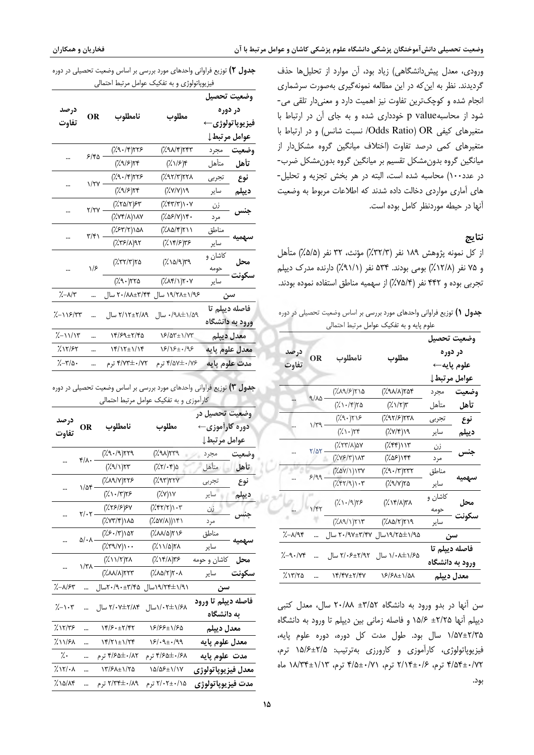ورودی، معدل پیش‌دانشگاهی) زیاد بود، آن موارد از تحلیل‌ها حذف گردیدند. نظر به این‌که در این مطالعه نمونه‌گیری به‌صورت سرشماری انجام شده و کوچک‌ترین تفاوت نیز اهمیت دارد و معنی‌دار تلقی می‌شود از محاسبه p value خودداری شده و به جای آن در ارتباط با متغیرهای کیفی OR (Odds Ratio/ نسبت شانس) و در ارتباط با متغیرهای کمی درصد تفاوت (اختلاف میانگین گروه مشکل‌دار از میانگین گروه بدون‌مشکل تقسیم بر میانگین گروه بدون‌مشکل ضرب‌در عدد۱۰۰) محاسبه شده است، البته در هر بخش تجزیه و تحلیل‌های آماری مواردی دخالت داده شدند که اطلاعات مربوط به وضعیت آنها در حیطه موردنظر کامل بوده است.

## نتایج

از کل نمونه پژوهش ۱۸۹ نفر (۳۲/۳٪) مؤنث، ۳۲ نفر (۵/۵٪) متأهل و ۷۵ نفر (۱۲/۸٪) بومی بودند. ۵۳۴ نفر (۹۱/۱٪) دارنده مدرک دیپلم تجربی بوده و ۴۴۲ نفر (۷۵/۴٪) از سهمیه مناطق استفاده نموده بودند.

**جدول ۱)** توزیع فراوانی واحدهای مورد بررسی بر اساس وضعیت تحصیلی در دوره علوم پایه و به تفکیک عوامل مرتبط احتمالی

| وضعیت تحصیل در دوره علوم پایه← عوامل مرتبط↓ | | مطلوب | نامطلوب | OR | درصد تفاوت |
|---|---|---|---|---|---|
| وضعیت تأهل | مجرد | (۹۸/۸٪)۲۵۴ | (۸۹/۶٪)۲۱۵ | ۹/۸۵ | ... |
| | متأهل | (۱/۲٪)۳ | (۱۰/۴٪)۲۵ | | |
| نوع دیپلم | تجربی | (۹۲/۶٪)۲۳۸ | (۹۰٪)۲۱۶ | ۱/۳۹ | ... |
| | سایر | (۷/۴٪)۱۹ | (۱۰٪)۲۴ | | |
| جنس | زن | (۴۴٪)۱۱۳ | (۲۳/۸٪)۵۷ | ۲/۵۲ | ... |
| | مرد | (۵۶٪)۱۴۴ | (۷۶/۳٪)۱۸۳ | | |
| سهمیه | مناطق | (۹۰/۳٪)۲۳۲ | (۵۷/۱٪)۱۳۷ | ۶/۹۹ | ... |
| | سایر | (۹/۷٪)۲۵ | (۴۲/۹٪)۱۰۳ | | |
| محل سکونت | کاشان و حومه | (۱۴/۸٪)۳۸ | (۱۰/۹٪)۲۶ | ۱/۴۲ | ... |
| | سایر | (۸۵/۲٪)۲۱۹ | (۸۹/۱٪)۲۱۳ | | |
| سن | | ۱۹/۲۵±۱/۹۵سال | ۲۰/۹۷±۳/۴۷ سال | ... | ٪-۸/۹۴ |
| فاصله دیپلم تا ورود به دانشگاه | | ۱/۰۸±۱/۶۵ سال | ۲/۰۶±۲/۹۲ سال | ... | ٪-۹۰/۷۴ |
| معدل دیپلم | | ۱۶/۶۸±۱/۵۸ | ۱۴/۴۷±۲/۴۷ | ... | ٪۱۳/۲۵ |

سن آنها در بدو ورود به دانشگاه ۳/۵۲± ۲۰/۸۸ سال، معدل کتبی دیپلم آنها ۲/۲۵± ۱۵/۶ و فاصله زمانی بین دیپلم تا ورود به دانشگاه ۱/۵۷±۲/۳۵ سال بود. طول مدت کل دوره، دوره علوم پایه، فیزیوپاتولوژی، کارآموزی و کارورزی به‌ترتیب: ۱۵/۶±۲/۵ ترم، ۴/۵۴±۰/۷۲ ترم، ۲/۱۴±۰/۶ ترم، ۴/۵±۰/۷۱ ترم، ۱۸/۳۴±۱/۱۳ ماه بود.

**جدول ۲)** توزیع فراوانی واحدهای مورد بررسی بر اساس وضعیت تحصیلی در دوره فیزیوپاتولوژی و به تفکیک عوامل مرتبط احتمالی

| وضعیت تحصیل در دوره فیزیوپاتولوژی← عوامل مرتبط↓ | | مطلوب | نامطلوب | OR | درصد تفاوت |
|---|---|---|---|---|---|
| وضعیت تأهل | مجرد | (۹۸/۴٪)۲۴۳ | (۹۰/۴٪)۲۲۶ | ۶/۴۵ | ... |
| | متأهل | (۱/۶٪)۴ | (۹/۶٪)۲۴ | | |
| نوع دیپلم | تجربی | (۹۲/۳٪)۲۲۸ | (۹۰/۴٪)۲۲۶ | ۱/۲۷ | ... |
| | سایر | (۷/۷٪)۱۹ | (۹/۶٪)۲۴ | | |
| جنس | زن | (۴۳/۳٪)۱۰۷ | (۲۵/۲٪)۶۳ | ۲/۲۷ | ... |
| | مرد | (۵۶/۷٪)۱۴۰ | (۷۴/۸٪)۱۸۷ | | |
| سهمیه | مناطق | (۸۵/۴٪)۲۱۱ | (۶۳/۲٪)۱۵۸ | ۳/۴۱ | ... |
| | سایر | (۱۴/۶٪)۳۶ | (۳۶/۸٪)۹۲ | | |
| محل سکونت | کاشان و حومه | (۱۵/۹٪)۳۹ | (۳۲/۳٪)۲۵ | ۱/۶ | ... |
| | سایر | (۸۴/۱٪)۲۰۷ | (۹۰٪)۲۲۵ | | |
| سن | | ۱۹/۲۸±۱/۹۶ سال | ۲۰/۸۸±۳/۴۴ سال | ... | ٪-۸/۳ |
| فاصله دیپلم تا ورود به دانشگاه | | ۰/۹۸±۱/۵۹ سال | ۲/۱۲±۲/۸۹ سال | ... | ٪-۱۱۶/۳۳ |
| معدل دیپلم | | ۱۶/۵۳±۱/۷۳ | ۱۴/۶۹±۲/۴۵ | ... | ٪-۱۱/۱۳ |
| معدل علوم پایه | | ۱۶/۱۶±۰/۹۶ | ۱۴/۱۲±۱/۱۴ | ... | ٪۱۲/۶۲ |
| مدت علوم پایه | | ۴/۵۷±۰/۷۶ ترم | ۴/۷۳±۰/۷۲ ترم | ... | ٪-۳/۵۰ |

**جدول ۳)** توزیع فراوانی واحدهای مورد بررسی بر اساس وضعیت تحصیلی در دوره کارآموزی و به تفکیک عوامل مرتبط احتمالی

| وضعیت تحصیل در دوره کارآموزی← عوامل مرتبط↓ | | مطلوب | نامطلوب | OR | درصد تفاوت |
|---|---|---|---|---|---|
| وضعیت تأهل | مجرد | (۹۸٪)۲۳۹ | (۹۰/۹٪)۲۲۹ | ۴/۸۰ | ... |
| | متأهل | (۲/۰۴٪)۵ | (۹/۱٪)۲۳ | | |
| نوع دیپلم | تجربی | (۹۳٪)۲۲۷ | (۸۹/۷٪)۲۲۶ | ۱/۵۴ | ... |
| | سایر | (۷٪)۱۷ | (۱۰/۳٪)۲۶ | | |
| جنس | زن | (۴۲/۲٪)۱۰۳ | (۲۶/۶٪)۶۷ | ۲/۰۲ | ... |
| | مرد | (۵۷/۸٪)۱۴۱ | (۷۳/۴٪)۱۸۵ | | |
| سهمیه | مناطق | (۸۸/۵٪)۲۱۶ | (۶۰/۳٪)۱۵۲ | ۵/۰۸ | ... |
| | سایر | (۱۱/۵٪)۲۸ | (۳۹/۷٪)۱۰۰ | | |
| محل سکونت | کاشان و حومه | (۱۴/۸٪)۳۶ | (۱۱/۲٪)۲۸ | ۱/۳۸ | ... |
| | سایر | (۸۵/۲٪)۲۰۸ | (۸۸/۸٪)۲۲۳ | | |
| سن | | ۱۹/۲۴±۱/۹۱سال | ۲۰/۹۰±۳/۴۵سال | ... | ٪-۸/۶۳ |
| فاصله دیپلم تا ورود به دانشگاه | | ۱/۰۲±۱/۶۸سال | ۲/۰۷±۲/۸۴ سال | ... | ٪-۱۰۳ |
| معدل دیپلم | | ۱۶/۶۶±۱/۶۵ | ۱۴/۶۰±۲/۴۲ | ... | ٪۱۲/۳۶ |
| معدل علوم پایه | | ۱۶/۰۹±۰/۹۹ | ۱۴/۲۱±۱/۲۴ | ... | ٪۱۱/۶۸ |
| مدت علوم پایه | | ۴/۶۵±۰/۶۸ ترم | ۴/۶۵±۰/۸۲ ترم | ... | ٪۰ |
| معدل فیزیوپاتولوژی | | ۱۵/۵۶±۱/۱۷ | ۱۳/۶۸±۱/۲۵ | ... | ٪۱۲/۰۸ |
| مدت فیزیوپاتولوژی | | ۲/۰۲±۰/۱۵ ترم | ۲/۳۴±۰/۸۹ ترم | ... | ٪۱۵/۸۴ |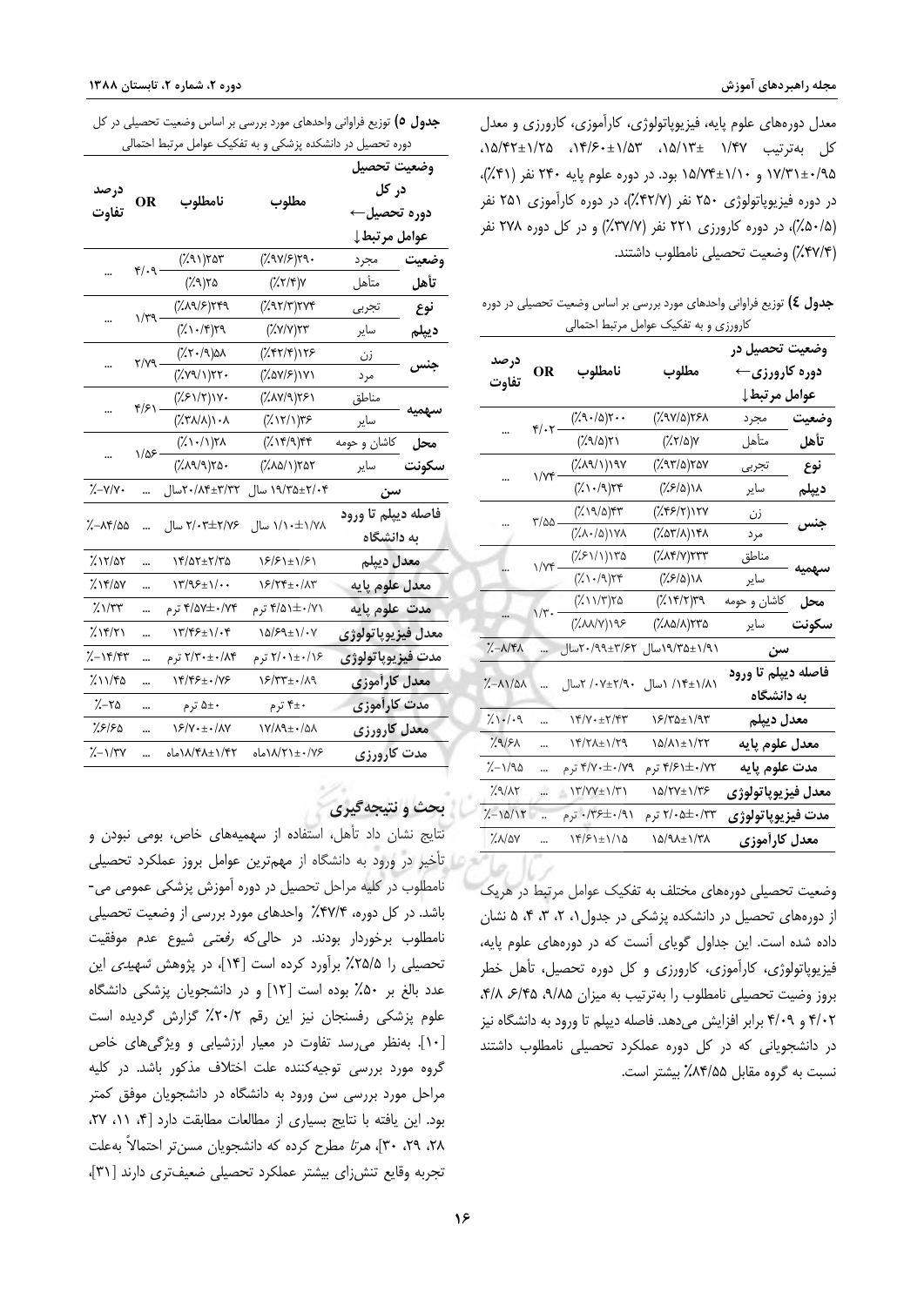معدل دوره‌های علوم پایه، فیزیوپاتولوژی، کارآموزی، کاروزری و معدل کل به‌ترتیب ۱/۴۷ ±۱۵/۱۳، ۱/۵۳±۱۴/۶۰، ۱/۲۵±۱۵/۴۲، ۰/۹۵±۱۷/۳۱ و ۱/۱۰±۱۵/۷۴ بود. در دوره علوم پایه ۲۴۰ نفر (۴۱٪)، در دوره فیزیوپاتولوژی ۲۵۰ نفر (۴۲/۷٪)، در دوره کارآموزی ۲۵۱ نفر (۵۰/۵٪)، در دوره کاروزری ۲۲۱ نفر (۳۷/۷٪) و در کل دوره ۲۷۸ نفر (۴۷/۴٪) وضعیت تحصیلی نامطلوب داشتند.

**جدول ٤)** توزیع فراوانی واحدهای مورد بررسی بر اساس وضعیت تحصیلی در دوره کاروزری و به تفکیک عوامل مرتبط احتمالی

| وضعیت تحصیل در دوره کاروزری← عوامل مرتبط↓ | | مطلوب | نامطلوب | OR | درصد تفاوت |
|---|---|---|---|---|---|
| وضعیت تأهل | مجرد | (۹۷/۵٪)۲۶۸ | (۹۰/۵٪)۲۰۰ | ۴/۰۲ | ... |
| | متأهل | (۲/۵٪)۷ | (۹/۵٪)۲۱ | | |
| نوع دیپلم | تجربی | (۹۳/۵٪)۲۵۷ | (۸۹/۱٪)۱۹۷ | ۱/۷۴ | ... |
| | سایر | (۶/۵٪)۱۸ | (۱۰/۹٪)۲۴ | | |
| جنس | زن | (۴۶/۲٪)۱۲۷ | (۱۹/۵٪)۴۳ | ۳/۵۵ | ... |
| | مرد | (۵۳/۸٪)۱۴۸ | (۸۰/۵٪)۱۷۸ | | |
| سهمیه | مناطق | (۸۴/۷٪)۲۳۳ | (۶۱/۱٪)۱۳۵ | ۱/۷۴ | ... |
| | سایر | (۶/۵٪)۱۸ | (۱۰/۹٪)۲۴ | | |
| محل سکونت | کاشان و حومه | (۱۴/۲٪)۳۹ | (۱۱/۳٪)۲۵ | ۱/۳۰ | ... |
| | سایر | (۸۵/۸٪)۲۳۵ | (۸۸/۷٪)۱۹۶ | | |
| سن | | ۱/۹۱±۱۹/۳۵سال | ۳/۶۲±۲۰/۹۹سال | ... | ٪-۸/۴۸ |
| فاصله دیپلم تا ورود به دانشگاه | | ۰/۱۴±۱/۸۱ سال | ۲/۹۰±۰/۰۷ سال | ... | ٪-۸۱/۵۸ |
| معدل دیپلم | | ۱۶/۳۵±۱/۹۳ | ۱۴/۷۰±۲/۴۳ | ... | ٪۱۰/۰۹ |
| معدل علوم پایه | | ۱۵/۸۱±۱/۲۲ | ۱۴/۲۸±۱/۲۹ | ... | ٪۹/۶۸ |
| مدت علوم پایه | | ۴/۶۱±۰/۷۲ ترم | ۴/۷۰±۰/۷۹ ترم | ... | ٪-۱/۹۵ |
| معدل فیزیوپاتولوژی | | ۱۵/۲۷±۱/۳۶ | ۱۳/۷۷±۱/۳۱ | ... | ٪۹/۸۲ |
| مدت فیزیوپاتولوژی | | ۲/۰۵±۰/۳۳ ترم | ۰/۹۱±۰/۳۶ ترم | .. | ٪-۱۵/۱۲ |
| معدل کارآموزی | | ۱۵/۹۸±۱/۳۸ | ۱۴/۶۱±۱/۱۵ | ... | ٪۸/۵۷ |

وضعیت تحصیلی دوره‌های مختلف به تفکیک عوامل مرتبط در هریک از دوره‌های تحصیل در دانشکده پزشکی در جدول۱، ۲، ۳، ۴، ۵ نشان داده شده است. این جداول گویای آنست که در دوره‌های علوم پایه، فیزیوپاتولوژی، کارآموزی، کاروزری و کل دوره تحصیل، تأهل خطر بروز وضعیت تحصیلی نامطلوب را به‌ترتیب به میزان ۹/۸۵، ۶/۴۵، ۴/۸، ۴/۰۲ و ۴/۰۹ برابر افزایش می‌دهد. فاصله دیپلم تا ورود به دانشگاه نیز در دانشجویانی که در کل دوره عملکرد تحصیلی نامطلوب داشتند نسبت به گروه مقابل ۸۴/۵۵٪ بیشتر است.

**جدول ۵)** توزیع فراوانی واحدهای مورد بررسی بر اساس وضعیت تحصیلی در کل دوره تحصیل در دانشکده پزشکی و به تفکیک عوامل مرتبط احتمالی

| وضعیت تحصیل در کل دوره تحصیل← عوامل مرتبط↓ | | مطلوب | نامطلوب | OR | درصد تفاوت |
|---|---|---|---|---|---|
| وضعیت تأهل | مجرد | (۹۷/۶٪)۳۹۰ | (۹۱٪)۲۵۳ | ۴/۰۹ | ... |
| | متأهل | (۲/۴٪)۷ | (۹٪)۲۵ | | |
| نوع دیپلم | تجربی | (۹۲/۳٪)۲۷۴ | (۸۹/۶٪)۲۴۹ | ۱/۳۹ | ... |
| | سایر | (۷/۷٪)۲۳ | (۱۰/۴٪)۲۹ | | |
| جنس | زن | (۴۲/۴٪)۱۲۶ | (۲۰/۹٪)۵۸ | ۲/۷۹ | ... |
| | مرد | (۵۷/۶٪)۱۷۱ | (۷۹/۱٪)۲۲۰ | | |
| سهمیه | مناطق | (۸۷/۹٪)۲۶۱ | (۶۱/۲٪)۱۷۰ | ۴/۶۱ | ... |
| | سایر | (۱۲/۱٪)۳۶ | (۳۸/۸٪)۱۰۸ | | |
| محل سکونت | کاشان و حومه | (۱۴/۹٪)۴۴ | (۱۰/۱٪)۲۸ | ۱/۵۶ | ... |
| | سایر | (۸۵/۱٪)۲۵۲ | (۸۹/۹٪)۲۵۰ | | |
| سن | | ۲/۰۴±۱۹/۳۵ سال | ۳/۳۲±۲۰/۸۴سال | ... | ٪-۷/۷۰ |
| فاصله دیپلم تا ورود به دانشگاه | | ۱/۱۰±۱/۷۸ سال | ۲/۷۶±۲/۰۳ سال | ... | ٪-۸۴/۵۵ |
| معدل دیپلم | | ۱۶/۶۱±۱/۶۱ | ۱۴/۵۲±۲/۳۵ | ... | ٪۱۲/۵۲ |
| معدل علوم پایه | | ۱۶/۲۴±۰/۸۳ | ۱۳/۹۶±۱/۰۰ | ... | ٪۱۴/۵۷ |
| مدت علوم پایه | | ۴/۵۱±۰/۷۱ ترم | ۴/۵۷±۰/۷۴ ترم | ... | ٪۱/۳۳ |
| معدل فیزیوپاتولوژی | | ۱۵/۶۹±۱/۰۷ | ۱۳/۴۶±۱/۰۴ | ... | ٪۱۴/۲۱ |
| مدت فیزیوپاتولوژی | | ۲/۰۱±۰/۱۶ ترم | ۲/۳۰±۰/۸۴ ترم | ... | ٪-۱۴/۴۳ |
| معدل کارآموزی | | ۱۶/۳۳±۰/۸۹ | ۱۴/۴۶±۰/۷۶ | ... | ٪۱۱/۴۵ |
| مدت کارآموزی | | ۴±۰ ترم | ۵±۰ ترم | ... | ٪-۲۵ |
| معدل کاروزری | | ۱۷/۸۹±۰/۵۸ | ۱۶/۷۰±۰/۸۷ | ... | ٪۶/۶۵ |
| مدت کاروزری | | ۱۸/۲۱±۰/۷۶ماه | ۱۸/۴۸±۱/۴۲ماه | ... | ٪-۱/۳۷ |

## بحث و نتیجه‌گیری

نتایج نشان داد تأهل، استفاده از سهمیه‌های خاص، بومی نبودن و تأخیر در ورود به دانشگاه از مهم‌ترین عوامل بروز عملکرد تحصیلی نامطلوب در کلیه مراحل تحصیل در دوره آموزش پزشکی عمومی می‌باشد. در کل دوره، ۴۷/۴٪ واحدهای مورد بررسی از وضعیت تحصیلی نامطلوب برخوردار بودند. در حالی‌که *رفعتی* شیوع عدم موفقیت تحصیلی را ۲۵/۵٪ برآورد کرده است [۱۴]. در پژوهش *شهیدی* این عدد بالغ بر ۵۰٪ بوده است [۱۲] و در دانشجویان پزشکی دانشگاه علوم پزشکی رفسنجان نیز این رقم ۲۰/۲٪ گزارش گردیده است [۱۰]. به‌نظر می‌رسد تفاوت در معیار ارزشیابی و ویژگی‌های خاص گروه مورد بررسی توجیه‌کننده علت اختلاف مذکور باشد. در کلیه مراحل مورد بررسی سن ورود به دانشگاه در دانشجویان موفق کمتر بود. این یافته با نتایج بسیاری از مطالعات مطابقت دارد [۴، ۱۱، ۲۷، ۲۸، ۲۹، ۳۰]، *هرتا* مطرح کرده که دانشجویان مسن‌تر احتمالاً به‌علت تجربه وقایع تنش‌زای بیشتر عملکرد تحصیلی ضعیف‌تری دارند [۳۱]،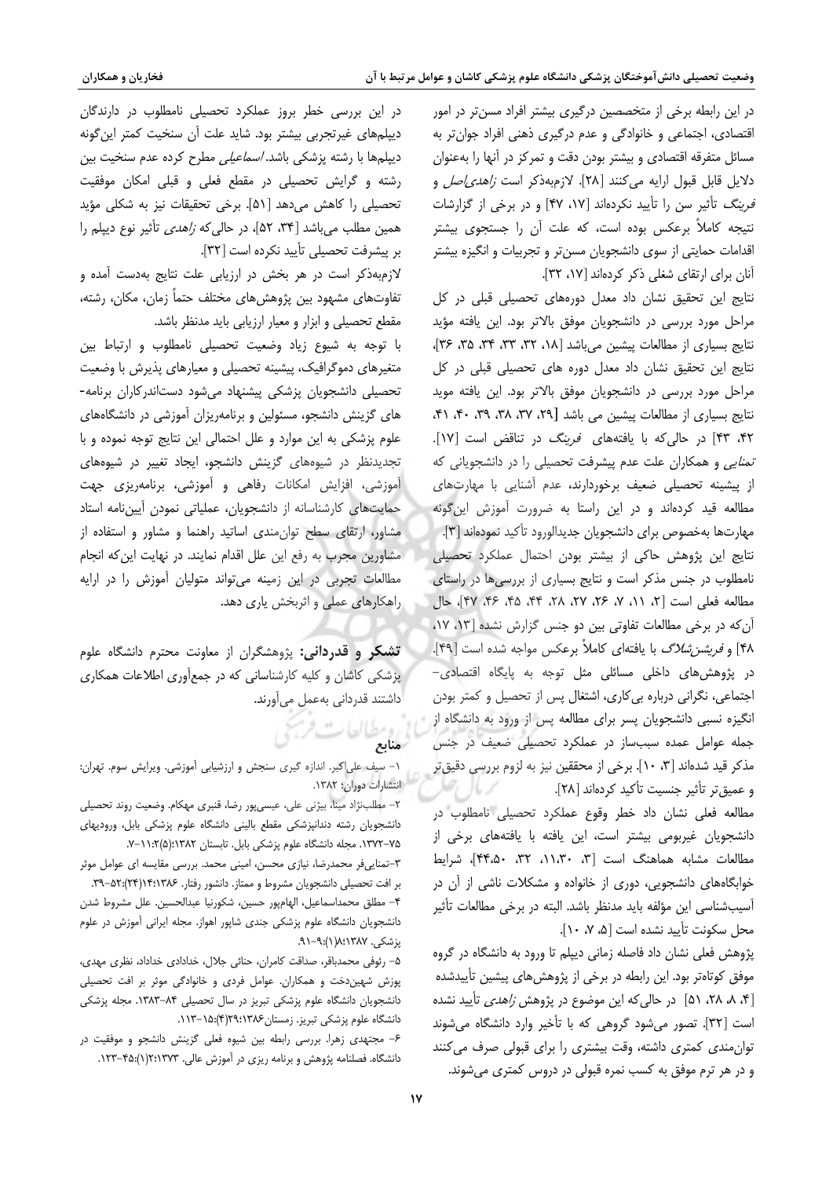در این رابطه برخی از متخصصین درگیری بیشتر افراد مسن‌تر در امور اقتصادی، اجتماعی و خانوادگی و عدم درگیری ذهنی افراد جوان‌تر به مسائل متفرقه اقتصادی و بیشتر بودن دقت و تمرکز در آنها را به‌عنوان دلایل قابل قبول ارایه می‌کنند [۲۸]. لازم‌به‌ذکر است *زاهدی‌اصل* و *فرینگ* تأثیر سن را تأیید نکرده‌اند [۱۷، ۴۷] و در برخی از گزارشات نتیجه کاملاً برعکس بوده است، که علت آن را جستجوی بیشتر اقدامات حمایتی از سوی دانشجویان مسن‌تر و تجربیات و انگیزه بیشتر آنان برای ارتقای شغلی ذکر کرده‌اند [۱۷، ۳۲].

نتایج این تحقیق نشان داد معدل دوره‌های تحصیلی قبلی در کل مراحل مورد بررسی در دانشجویان موفق بالاتر بود. این یافته مؤید نتایج بسیاری از مطالعات پیشین می‌باشد [۱۸، ۳۲، ۳۳، ۳۴، ۳۵، ۳۶]، نتایج این تحقیق نشان داد معدل دوره های تحصیلی قبلی در کل مراحل مورد بررسی در دانشجویان موفق بالاتر بود. این یافته موید نتایج بسیاری از مطالعات پیشین می باشد [۲۹، ۳۷، ۳۸، ۳۹، ۴۰، ۴۱، ۴۲، ۴۳] در حالی‌که با یافته‌های *فرینگ* در تناقض است [۱۷]. *تمنایی* و همکاران علت عدم پیشرفت تحصیلی را در دانشجویانی که از پیشینه تحصیلی ضعیف برخوردارند، عدم آشنایی با مهارت‌های مطالعه قید کرده‌اند و در این راستا به ضرورت آموزش این‌گونه مهارت‌ها به‌خصوص برای دانشجویان جدیدالورود تأکید نموده‌اند [۳].

نتایج این پژوهش حاکی از بیشتر بودن احتمال عملکرد تحصیلی نامطلوب در جنس مذکر است و نتایج بسیاری از بررسی‌ها در راستای مطالعه فعلی است [۲، ۱۱، ۷، ۲۶، ۲۷، ۲۸، ۴۴، ۴۵، ۴۶، ۴۷]، حال آن‌که در برخی مطالعات تفاوتی بین دو جنس گزارش نشده [۱۳، ۱۷، ۴۸] و *فریشن‌شلاگ* با یافته‌ای کاملاً برعکس مواجه شده است [۴۹]. در پژوهش‌های داخلی مسائلی مثل توجه به پایگاه اقتصادی-اجتماعی، نگرانی درباره بی‌کاری، اشتغال پس از تحصیل و کمتر بودن انگیزه نسبی دانشجویان پسر برای مطالعه پس از ورود به دانشگاه از جمله عوامل عمده سبب‌ساز در عملکرد تحصیلی ضعیف در جنس مذکر قید شده‌اند [۳، ۱۰]. برخی از محققین نیز به لزوم بررسی دقیق‌تر و عمیق‌تر تأثیر جنسیت تأکید کرده‌اند [۲۸].

مطالعه فعلی نشان داد خطر وقوع عملکرد تحصیلی نامطلوب در دانشجویان غیربومی بیشتر است، این یافته با یافته‌های برخی از مطالعات مشابه هماهنگ است [۳، ۱۱،۳۰، ۳۲، ۴۴،۵۰]، شرایط خوابگاه‌های دانشجویی، دوری از خانواده و مشکلات ناشی از آن در آسیب‌شناسی این مؤلفه باید مدنظر باشد. البته در برخی مطالعات تأثیر محل سکونت تأیید نشده است [۵، ۷، ۱۰].

پژوهش فعلی نشان داد فاصله زمانی دیپلم تا ورود به دانشگاه در گروه موفق کوتاه‌تر بود. این رابطه در برخی از پژوهش‌های پیشین تأییدشده [۴، ۸، ۲۸، ۵۱] در حالی‌که این موضوع در پژوهش *زاهدی* تأیید نشده است [۳۲]. تصور می‌شود گروهی که با تأخیر وارد دانشگاه می‌شوند توان‌مندی کمتری داشته، وقت بیشتری را برای قبولی صرف می‌کنند و در هر ترم موفق به کسب نمره قبولی در دروس کمتری می‌شوند.

در این بررسی خطر بروز عملکرد تحصیلی نامطلوب در دارندگان دیپلم‌های غیرتجربی بیشتر بود. شاید علت آن سنخیت کمتر این‌گونه دیپلم‌ها با رشته پزشکی باشد. *اسماعیلی* مطرح کرده عدم سنخیت بین رشته و گرایش تحصیلی در مقطع فعلی و قبلی امکان موفقیت تحصیلی را کاهش می‌دهد [۵۱]. برخی تحقیقات نیز به شکلی مؤید همین مطلب می‌باشد [۳۴، ۵۲]، در حالی‌که *زاهدی* تأثیر نوع دیپلم را بر پیشرفت تحصیلی تأیید نکرده است [۳۲].

لازم‌به‌ذکر است در هر بخش در ارزیابی علت نتایج به‌دست آمده و تفاوت‌های مشهود بین پژوهش‌های مختلف حتماً زمان، مکان، رشته، مقطع تحصیلی و ابزار و معیار ارزیابی باید مدنظر باشد.

با توجه به شیوع زیاد وضعیت تحصیلی نامطلوب و ارتباط بین متغیرهای دموگرافیک، پیشینه تحصیلی و معیارهای پذیرش با وضعیت تحصیلی دانشجویان پزشکی پیشنهاد می‌شود دست‌اندرکاران برنامه-های گزینش دانشجو، مسئولین و برنامه‌ریزان آموزشی در دانشگاه‌های علوم پزشکی به این موارد و علل احتمالی این نتایج توجه نموده و با تجدیدنظر در شیوه‌های گزینش دانشجو، ایجاد تغییر در شیوه‌های آموزشی، افزایش امکانات رفاهی و آموزشی، برنامه‌ریزی جهت حمایت‌های کارشناسانه از دانشجویان، عملیاتی نمودن آیین‌نامه استاد مشاور، ارتقای سطح توان‌مندی اساتید راهنما و مشاور و استفاده از مشاورین مجرب به رفع این علل اقدام نمایند. در نهایت این‌که انجام مطالعات تجربی در این زمینه می‌تواند متولیان آموزش را در ارایه راهکارهای عملی و اثربخش یاری دهد.

**تشکر و قدردانی:** پژوهشگران از معاونت محترم دانشگاه علوم پزشکی کاشان و کلیه کارشناسانی که در جمع‌آوری اطلاعات همکاری داشتند قدردانی به‌عمل می‌آورند.

## منابع

۱- سیف علی‌اکبر. اندازه گیری سنجش و ارزشیابی آموزشی. ویرایش سوم. تهران: انتشارات دوران؛ ۱۳۸۲.

۲- مطلب‌نژاد مینا، بیژنی علی، عیسی‌پور رضا، قنبری مهکام. وضعیت روند تحصیلی دانشجویان رشته دندانپزشکی مقطع بالینی دانشگاه علوم پزشکی بابل، ورودیهای ۷۵-۱۳۷۲. مجله دانشگاه علوم پزشکی بابل. تابستان ۱۳۸۲؛(۵)۲:۱۱-۷.

۳-تمنایی‌فر محمدرضا، نیازی محسن، امینی محمد. بررسی مقایسه ای عوامل موثر بر افت تحصیلی دانشجویان مشروط و ممتاز. دانشور رفتار. ۱۳۸۶؛۱۴(۲۴):۵۲-۳۹.

۴- مطلق محمداسماعیل، الهام‌پور حسین، شکورنیا عبدالحسین. علل مشروط شدن دانشجویان دانشگاه علوم پزشکی جندی شاپور اهواز. مجله ایرانی آموزش در علوم پزشکی. ۱۳۸۷؛۸(۱):۹۱-۹.

۵- رئوفی محمدباقر، صداقت کامران، حنائی جلال، خدادادی خداداد، نظری مهدی، پوزش شهین‌دخت و همکاران. عوامل فردی و خانوادگی موثر بر افت تحصیلی دانشجویان دانشگاه علوم پزشکی تبریز در سال تحصیلی ۸۴-۱۳۸۳. مجله پزشکی دانشگاه علوم پزشکی تبریز. زمستان۱۳۸۶؛۲۹(۴):۱۵-۱۱۳.

۶- مجتهدی زهرا. بررسی رابطه بین شیوه فعلی گزینش دانشجو و موفقیت در دانشگاه. فصلنامه پژوهش و برنامه ریزی در آموزش عالی. ۱۳۷۳؛۲(۱):۴۵-۱۲۳.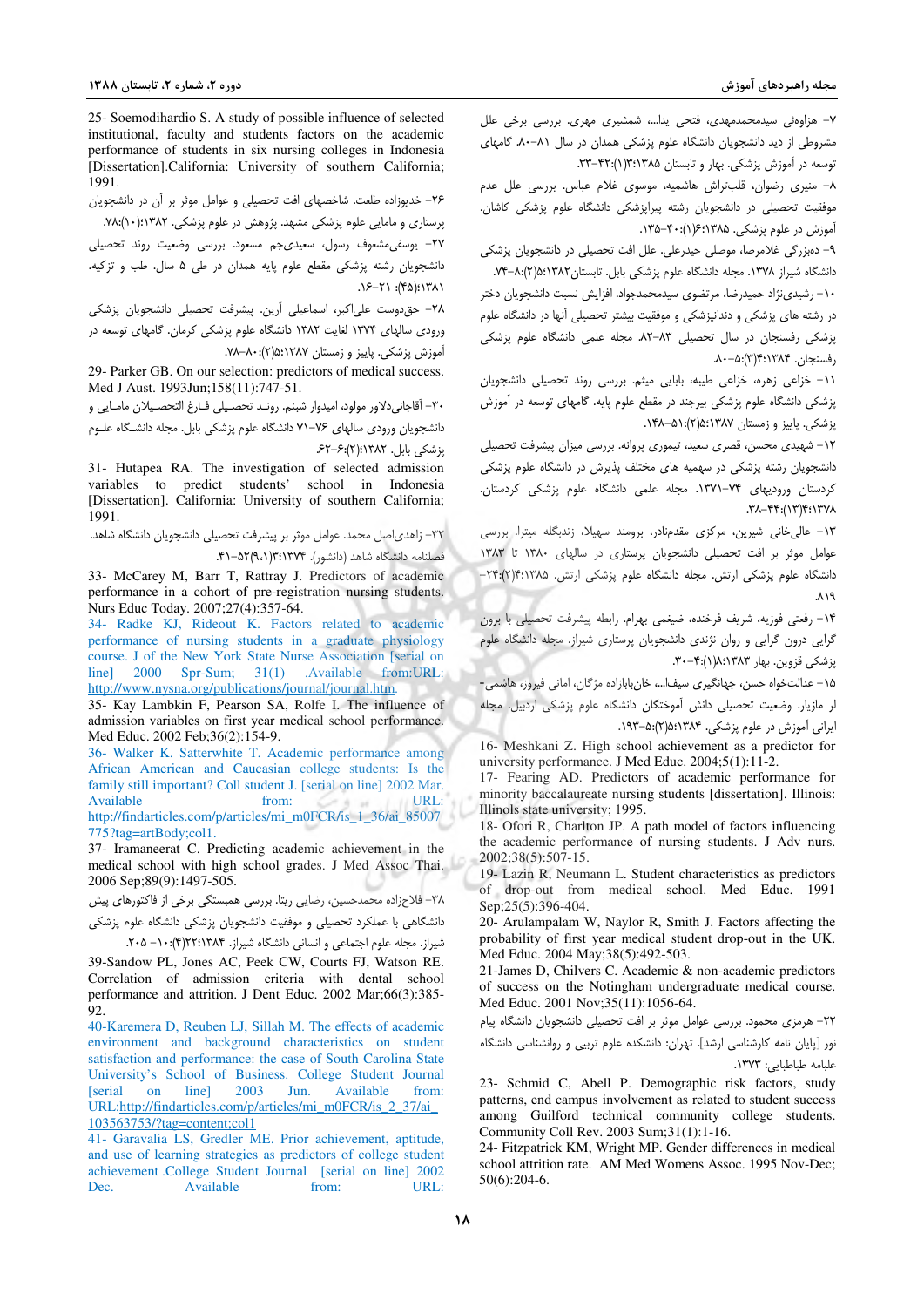۷- هزاوه‌ئی سیدمحمدمهدی، فتحی یدا...، شمشیری مهری. بررسی برخی علل مشروطی از دید دانشجویان دانشگاه علوم پزشکی همدان در سال ۸۱-۸۰. گامهای توسعه در آموزش پزشکی. بهار و تابستان ۱۳۸۵؛۳(۱):۴۲-۳۳.

۸- منیری رضوان، قلبتراش هاشمیه، موسوی غلام عباس. بررسی علل عدم موفقیت تحصیلی در دانشجویان رشته پیراپزشکی دانشگاه علوم پزشکی کاشان. آموزش در علوم پزشکی. ۱۳۸۵؛۶(۱):۴۰-۱۳۵.

۹- دهبزرگی غلامرضا، موصلی حیدرعلی. علل افت تحصیلی در دانشجویان پزشکی دانشگاه شیراز ۱۳۷۸. مجله دانشگاه علوم پزشکی بابل. تابستان۱۳۸۲؛۵(۲):۸-۷۴.

۱۰- رشیدی‌نژاد حمیدرضا، مرتضوی سیدمحمدجواد. افزایش نسبت دانشجویان دختر در رشته های پزشکی و دندانپزشکی و موفقیت بیشتر تحصیلی آنها در دانشگاه علوم پزشکی رفسنجان در سال تحصیلی ۸۳-۸۲. مجله علمی دانشگاه علوم پزشکی رفسنجان. ۱۳۸۴؛۴(۳):۵-۸۰.

۱۱- خزاعی زهره، خزاعی طیبه، بابایی میثم. بررسی روند تحصیلی دانشجویان پزشکی دانشگاه علوم پزشکی بیرجند در مقطع علوم پایه. گامهای توسعه در آموزش پزشکی. پاییز و زمستان ۱۳۸۷؛۵(۲):۵۱-۱۴۸.

۱۲- شهیدی محسن، قصری سعید، تیموری پروانه. بررسی میزان پیشرفت تحصیلی دانشجویان رشته پزشکی در سهمیه های مختلف پذیرش در دانشگاه علوم پزشکی کردستان ورودیهای ۷۴-۱۳۷۱. مجله علمی دانشگاه علوم پزشکی کردستان. ۱۳۷۸؛۴(۱۳):۴۴-۳۸.

۱۳- عالی‌خانی شیرین، مرکزی مقدم‌نادر، برومند سهیلا، زندیگله میترا. بررسی عوامل موثر بر افت تحصیلی دانشجویان پرستاری در سالهای ۱۳۸۰ تا ۱۳۸۳ دانشگاه علوم پزشکی ارتش. مجله دانشگاه علوم پزشکی ارتش. ۱۳۸۵؛۴(۲):۲۴-۸۱۹.

۱۴- رفعتی فوزیه، شریف فرخنده، ضیغمی بهرام. رابطه پیشرفت تحصیلی با برون گرایی درون گرایی و روان نژندی دانشجویان پرستاری شیراز. مجله دانشگاه علوم پزشکی قزوین. بهار ۱۳۸۳؛۸(۱):۴-۳۰.

۱۵- عدالت‌خواه حسن، جهانگیری سیفا...، خان‌بابازاده مژگان، امانی فیروز، هاشمی‌لر مازیار. وضعیت تحصیلی دانش آموختگان دانشگاه علوم پزشکی اردبیل. مجله ایرانی آموزش در علوم پزشکی. ۱۳۸۴؛۵(۲):۵-۱۹۳.

16- Meshkani Z. High school achievement as a predictor for university performance. J Med Educ. 2004;5(1):11-2.

17- Fearing AD. Predictors of academic performance for minority baccalaureate nursing students [dissertation]. Illinois: Illinois state university; 1995.

18- Ofori R, Charlton JP. A path model of factors influencing the academic performance of nursing students. J Adv nurs. 2002;38(5):507-15.

19- Lazin R, Neumann L. Student characteristics as predictors of drop-out from medical school. Med Educ. 1991 Sep;25(5):396-404.

20- Arulampalam W, Naylor R, Smith J. Factors affecting the probability of first year medical student drop-out in the UK. Med Educ. 2004 May;38(5):492-503.

21-James D, Chilvers C. Academic & non-academic predictors of success on the Notingham undergraduate medical course. Med Educ. 2001 Nov;35(11):1056-64.

۲۲- هرمزی محمود. بررسی عوامل موثر بر افت تحصیلی دانشجویان دانشگاه پیام نور [پایان نامه کارشناسی ارشد]. تهران: دانشکده علوم تربیتی و روانشناسی دانشگاه علامه طباطبایی: ۱۳۷۳.

23- Schmid C, Abell P. Demographic risk factors, study patterns, end campus involvement as related to student success among Guilford technical community college students. Community Coll Rev. 2003 Sum;31(1):1-16.

24- Fitzpatrick KM, Wright MP. Gender differences in medical school attrition rate. AM Med Womens Assoc. 1995 Nov-Dec; 50(6):204-6.

25- Soemodihardio S. A study of possible influence of selected institutional, faculty and students factors on the academic performance of students in six nursing colleges in Indonesia [Dissertation].California: University of southern California; 1991.

۲۶- خدیوزاده طلعت. شاخصهای افت تحصیلی و عوامل موثر بر آن در دانشجویان پرستاری و مامایی علوم پزشکی مشهد. پژوهش در علوم پزشکی. ۱۳۸۲؛(۱۰):۷۸.

۲۷- یوسفی‌مشعوف رسول، سعیدی‌جم مسعود. بررسی وضعیت روند تحصیلی دانشجویان رشته پزشکی مقطع علوم پایه همدان در طی ۵ سال. طب و تزکیه. ۱۳۸۱؛(۴۵): ۲۱-۱۶.

۲۸- حق‌دوست علی‌اکبر، اسماعیلی آرین. پیشرفت تحصیلی دانشجویان پزشکی ورودی سالهای ۱۳۷۴ لغایت ۱۳۸۲ دانشگاه علوم پزشکی کرمان. گامهای توسعه در آموزش پزشکی. پاییز و زمستان ۱۳۸۷؛۵(۲):۸۰-۷۸.

29- Parker GB. On our selection: predictors of medical success. Med J Aust. 1993Jun;158(11):747-51.

۳۰- آقاجانی‌دلاور مولود، امیدوار شبنم. رونـد تحصیلی فـارغ التحصـیلان مامـایی و دانشجویان ورودی سالهای ۷۶-۷۱ دانشگاه علوم پزشکی بابل. مجله دانشگـاه علـوم پزشکی بابل. ۱۳۸۲؛۲(۲):۶-۶۲.

31- Hutapea RA. The investigation of selected admission variables to predict students' school in Indonesia [Dissertation]. California: University of southern California; 1991.

۳۲- زاهدی‌اصل محمد. عوامل موثر بر پیشرفت تحصیلی دانشجویان دانشگاه شاهد. فصلنامه دانشگاه شاهد (دانشور). ۱۳۷۴؛۳(۹،۱۰):۵۲-۴۱.

33- McCarey M, Barr T, Rattray J. Predictors of academic performance in a cohort of pre-registration nursing students. Nurs Educ Today. 2007;27(4):357-64.

34- Radke KJ, Rideout K. Factors related to academic performance of nursing students in a graduate physiology course. J of the New York State Nurse Association [serial on line] 2000 Spr-Sum; 31(1) .Available from:URL: http://www.nysna.org/publications/journal/journal.htm.

35- Kay Lambkin F, Pearson SA, Rolfe I. The influence of admission variables on first year medical school performance. Med Educ. 2002 Feb;36(2):154-9.

36- Walker K. Satterwhite T. Academic performance among African American and Caucasian college students: Is the family still important? Coll student J. [serial on line] 2002 Mar. Available from: URL: http://findarticles.com/p/articles/mi_m0FCR/is_1_36/ai_85007775?tag=artBody;col1.

37- Iramaneerat C. Predicting academic achievement in the medical school with high school grades. J Med Assoc Thai. 2006 Sep;89(9):1497-505.

۳۸- فلاح‌زاده محمدحسین، رضایی ریتا. بررسی همبستگی برخی از فاکتورهای پیش دانشگاهی با عملکرد تحصیلی و موفقیت دانشجویان پزشکی دانشگاه علوم پزشکی شیراز. مجله علوم اجتماعی و انسانی دانشگاه شیراز. ۱۳۸۴؛۲۲(۴):۱۰- ۲۰۵.

39-Sandow PL, Jones AC, Peek CW, Courts FJ, Watson RE. Correlation of admission criteria with dental school performance and attrition. J Dent Educ. 2002 Mar;66(3):385-92.

40-Karemera D, Reuben LJ, Sillah M. The effects of academic environment and background characteristics on student satisfaction and performance: the case of South Carolina State University's School of Business. College Student Journal [serial on line] 2003 Jun. Available from: URL:http://findarticles.com/p/articles/mi_m0FCR/is_2_37/ai_103563753/?tag=content;col1

41- Garavalia LS, Gredler ME. Prior achievement, aptitude, and use of learning strategies as predictors of college student achievement .College Student Journal [serial on line] 2002 Dec. Available from: URL: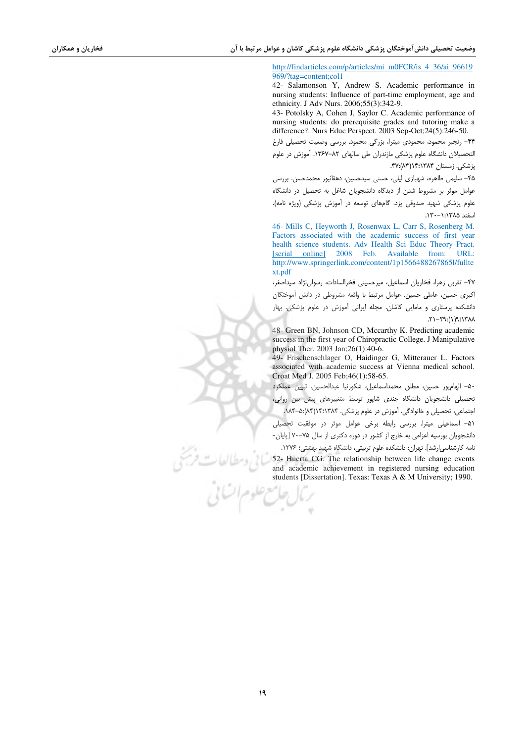http://findarticles.com/p/articles/mi_m0FCR/is_4_36/ai_96619969/?tag=content;col1

42- Salamonson Y, Andrew S. Academic performance in nursing students: Influence of part-time employment, age and ethnicity. J Adv Nurs. 2006;55(3):342-9.

43- Potolsky A, Cohen J, Saylor C. Academic performance of nursing students: do prerequisite grades and tutoring make a difference?. Nurs Educ Perspect. 2003 Sep-Oct;24(5):246-50.

۴۴- رنجبر محمود، محمودی میترا، بزرگی محمود. بررسی وضعیت تحصیلی فارغ التحصیلان دانشگاه علوم پزشکی مازندران طی سالهای ۸۲-۱۳۶۷. آموزش در علوم پزشکی. زمستان ۱۳۸۴؛۱۴(۸۴):۴۷.

۴۵- سلیمی طاهره، شهبازی لیلی، حسنی سیدحسین، دهقانپور محمدحسن. بررسی عوامل موثر بر مشروط شدن از دیدگاه دانشجویان شاغل به تحصیل در دانشگاه علوم پزشکی شهید صدوقی یزد. گامهای توسعه در آموزش پزشکی (ویژه نامه). اسفند ۱۳۸۵؛۱:۱۳۰-۱.

46- Mills C, Heyworth J, Rosenwax L, Carr S, Rosenberg M. Factors associated with the academic success of first year health science students. Adv Health Sci Educ Theory Pract. [serial online] 2008 Feb. Available from: URL: http://www.springerlink.com/content/1p15664882678651/fulltext.pdf

۴۷- تقربی زهرا، فخاریان اسماعیل، میرحسینی فخرالسادات، رسولی‌نژاد سیداصغر، اکبری حسین، عاملی حسین. عوامل مرتبط با واقعه مشروطی در دانش آموختگان دانشکده پرستاری و مامایی کاشان. مجله ایرانی آموزش در علوم پزشکی. بهار ۱۳۸۸؛۹(۱):۲۹-۲۱.

48- Green BN, Johnson CD, Mccarthy K. Predicting academic success in the first year of Chiropractic College. J Manipulative physiol Ther. 2003 Jan;26(1):40-6.

49- Frischenschlager O, Haidinger G, Mitterauer L. Factors associated with academic success at Vienna medical school. Croat Med J. 2005 Feb;46(1):58-65.

۵۰- الهامپور حسین، مطلق محمداسماعیل، شکورنیا عبدالحسین. تبیین عملکرد تحصیلی دانشجویان دانشگاه جندی شاپور توسط متغیرهای پیش بین روانی، اجتماعی، تحصیلی و خانوادگی. آموزش در علوم پزشکی. ۱۳۸۴؛۱۴(۸۴):۱۸۴-۵.

۵۱- اسماعیلی میترا. بررسی رابطه برخی عوامل موثر در موفقیت تحصیلی دانشجویان بورسیه اعزامی به خارج از کشور در دوره دکتری از سال ۷۵-۷۰ [پایان-نامه کارشناسی‌ارشد]. تهران: دانشکده علوم تربیتی، دانشگاه شهید بهشتی؛ ۱۳۷۶.

52- Huerta CG. The relationship between life change events and academic achievement in registered nursing education students [Dissertation]. Texas: Texas A & M University; 1990.